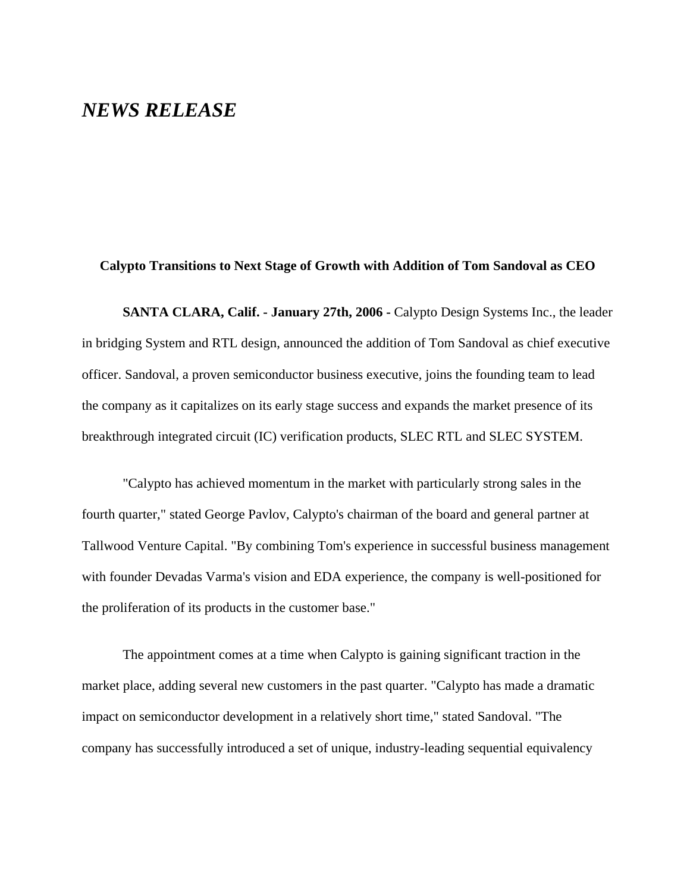# *NEWS RELEASE*

**Calypto Transitions to Next Stage of Growth with Addition of Tom Sandoval as CEO**

**SANTA CLARA, Calif. - January 27th, 2006 -** Calypto Design Systems Inc., the leader in bridging System and RTL design, announced the addition of Tom Sandoval as chief executive officer. Sandoval, a proven semiconductor business executive, joins the founding team to lead the company as it capitalizes on its early stage success and expands the market presence of its breakthrough integrated circuit (IC) verification products, SLEC RTL and SLEC SYSTEM.

"Calypto has achieved momentum in the market with particularly strong sales in the fourth quarter," stated George Pavlov, Calypto's chairman of the board and general partner at Tallwood Venture Capital. "By combining Tom's experience in successful business management with founder Devadas Varma's vision and EDA experience, the company is well-positioned for the proliferation of its products in the customer base."

The appointment comes at a time when Calypto is gaining significant traction in the market place, adding several new customers in the past quarter. "Calypto has made a dramatic impact on semiconductor development in a relatively short time," stated Sandoval. "The company has successfully introduced a set of unique, industry-leading sequential equivalency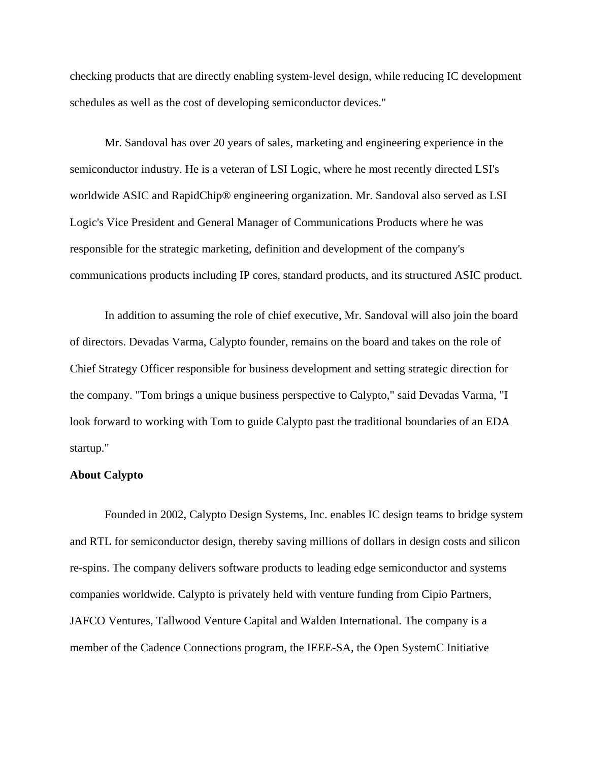checking products that are directly enabling system-level design, while reducing IC development schedules as well as the cost of developing semiconductor devices."

Mr. Sandoval has over 20 years of sales, marketing and engineering experience in the semiconductor industry. He is a veteran of LSI Logic, where he most recently directed LSI's worldwide ASIC and RapidChip® engineering organization. Mr. Sandoval also served as LSI Logic's Vice President and General Manager of Communications Products where he was responsible for the strategic marketing, definition and development of the company's communications products including IP cores, standard products, and its structured ASIC product.

In addition to assuming the role of chief executive, Mr. Sandoval will also join the board of directors. Devadas Varma, Calypto founder, remains on the board and takes on the role of Chief Strategy Officer responsible for business development and setting strategic direction for the company. "Tom brings a unique business perspective to Calypto," said Devadas Varma, "I look forward to working with Tom to guide Calypto past the traditional boundaries of an EDA startup."

**About Calypto**

Founded in 2002, Calypto Design Systems, Inc. enables IC design teams to bridge system and RTL for semiconductor design, thereby saving millions of dollars in design costs and silicon re-spins. The company delivers software products to leading edge semiconductor and systems companies worldwide. Calypto is privately held with venture funding from Cipio Partners, JAFCO Ventures, Tallwood Venture Capital and Walden International. The company is a member of the Cadence Connections program, the IEEE-SA, the Open SystemC Initiative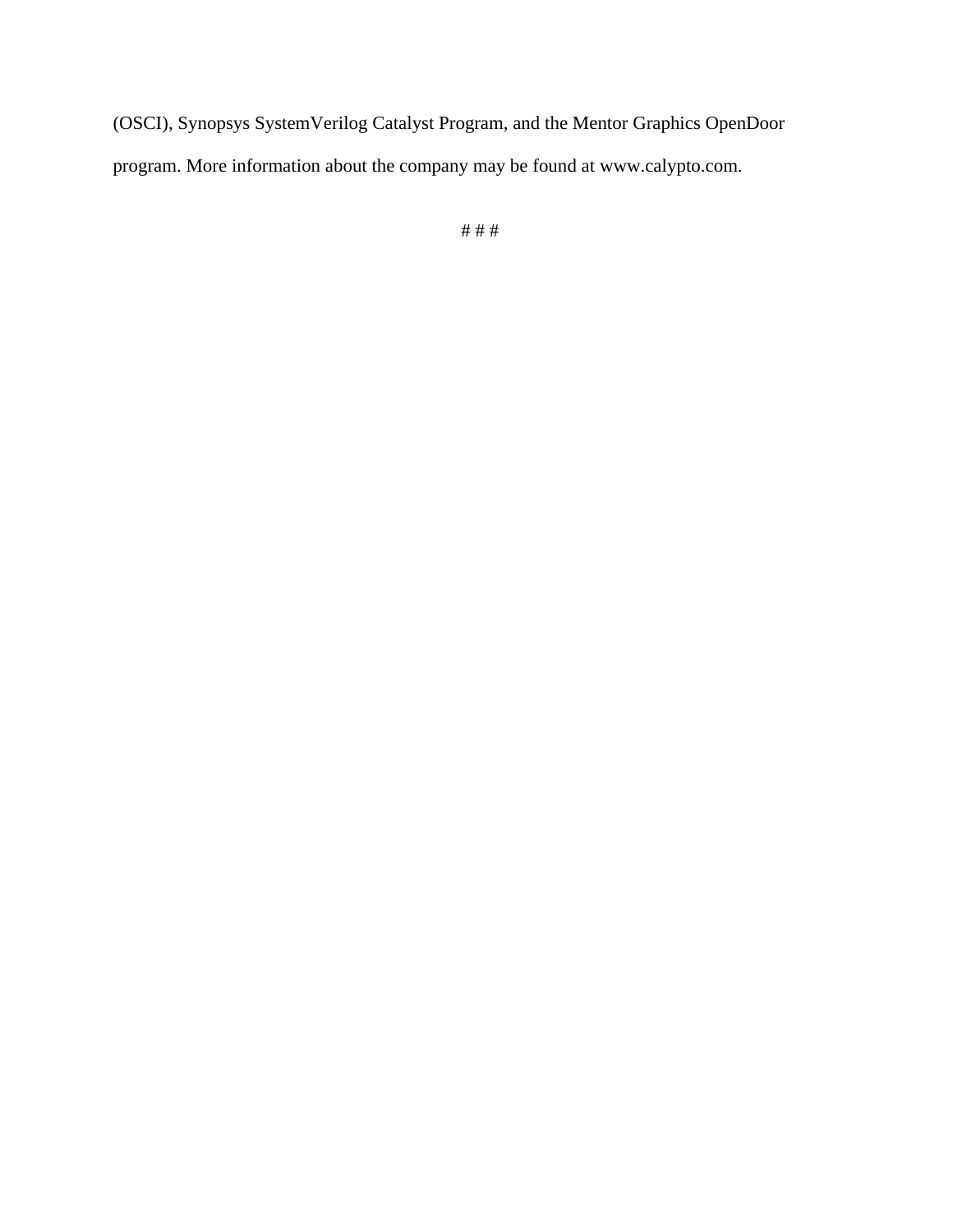(OSCI), Synopsys SystemVerilog Catalyst Program, and the Mentor Graphics OpenDoor program. More information about the company may be found at www.calypto.com.

# # #